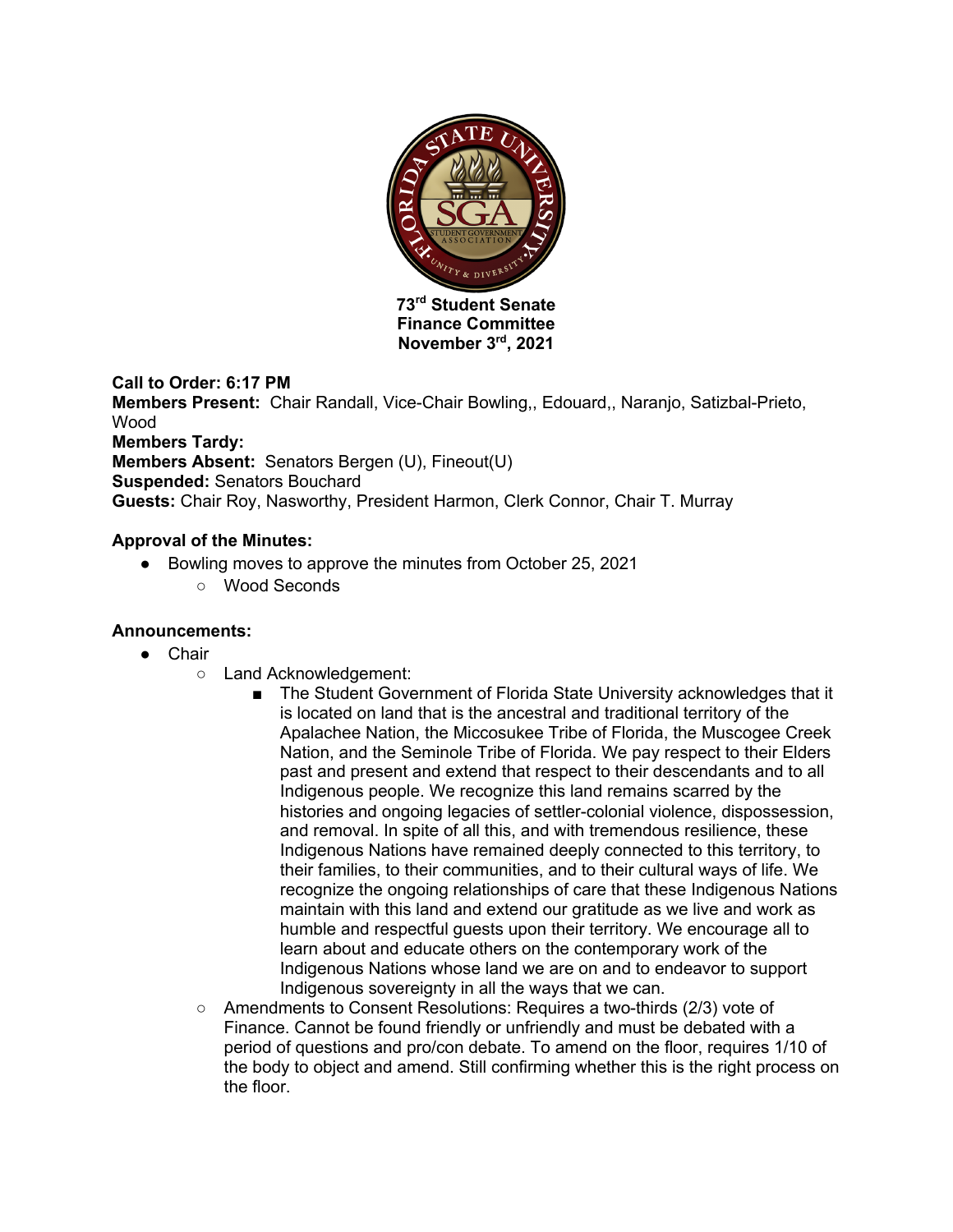**73rd Student Senate**
**Finance Committee**
**November 3rd, 2021**

**Call to Order: 6:17 PM**
**Members Present:** Chair Randall, Vice-Chair Bowling,, Edouard,, Naranjo, Satizbal-Prieto, Wood
**Members Tardy:**
**Members Absent:** Senators Bergen (U), Fineout(U)
**Suspended:** Senators Bouchard
**Guests:** Chair Roy, Nasworthy, President Harmon, Clerk Connor, Chair T. Murray

**Approval of the Minutes:**

- Bowling moves to approve the minutes from October 25, 2021
  - Wood Seconds

**Announcements:**

- Chair
  - Land Acknowledgement:
    - The Student Government of Florida State University acknowledges that it is located on land that is the ancestral and traditional territory of the Apalachee Nation, the Miccosukee Tribe of Florida, the Muscogee Creek Nation, and the Seminole Tribe of Florida. We pay respect to their Elders past and present and extend that respect to their descendants and to all Indigenous people. We recognize this land remains scarred by the histories and ongoing legacies of settler-colonial violence, dispossession, and removal. In spite of all this, and with tremendous resilience, these Indigenous Nations have remained deeply connected to this territory, to their families, to their communities, and to their cultural ways of life. We recognize the ongoing relationships of care that these Indigenous Nations maintain with this land and extend our gratitude as we live and work as humble and respectful guests upon their territory. We encourage all to learn about and educate others on the contemporary work of the Indigenous Nations whose land we are on and to endeavor to support Indigenous sovereignty in all the ways that we can.
  - Amendments to Consent Resolutions: Requires a two-thirds (2/3) vote of Finance. Cannot be found friendly or unfriendly and must be debated with a period of questions and pro/con debate. To amend on the floor, requires 1/10 of the body to object and amend. Still confirming whether this is the right process on the floor.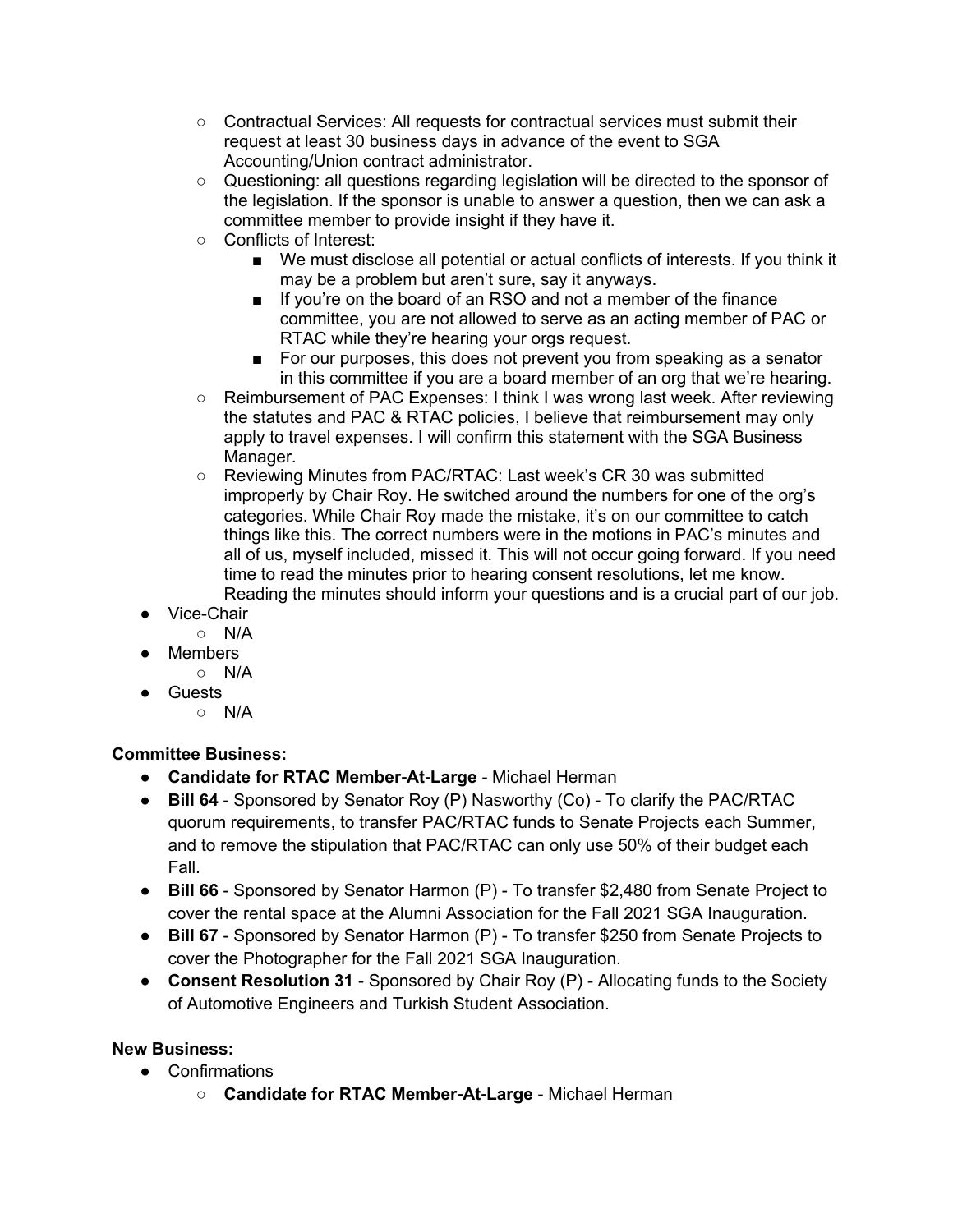- Contractual Services: All requests for contractual services must submit their request at least 30 business days in advance of the event to SGA Accounting/Union contract administrator.
    - Questioning: all questions regarding legislation will be directed to the sponsor of the legislation. If the sponsor is unable to answer a question, then we can ask a committee member to provide insight if they have it.
    - Conflicts of Interest:
        - We must disclose all potential or actual conflicts of interests. If you think it may be a problem but aren't sure, say it anyways.
        - If you're on the board of an RSO and not a member of the finance committee, you are not allowed to serve as an acting member of PAC or RTAC while they're hearing your orgs request.
        - For our purposes, this does not prevent you from speaking as a senator in this committee if you are a board member of an org that we're hearing.
    - Reimbursement of PAC Expenses: I think I was wrong last week. After reviewing the statutes and PAC & RTAC policies, I believe that reimbursement may only apply to travel expenses. I will confirm this statement with the SGA Business Manager.
    - Reviewing Minutes from PAC/RTAC: Last week's CR 30 was submitted improperly by Chair Roy. He switched around the numbers for one of the org's categories. While Chair Roy made the mistake, it's on our committee to catch things like this. The correct numbers were in the motions in PAC's minutes and all of us, myself included, missed it. This will not occur going forward. If you need time to read the minutes prior to hearing consent resolutions, let me know. Reading the minutes should inform your questions and is a crucial part of our job.
- Vice-Chair
    - N/A
- Members
    - N/A
- Guests
    - N/A

**Committee Business:**

- **Candidate for RTAC Member-At-Large** - Michael Herman
- **Bill 64** - Sponsored by Senator Roy (P) Nasworthy (Co) - To clarify the PAC/RTAC quorum requirements, to transfer PAC/RTAC funds to Senate Projects each Summer, and to remove the stipulation that PAC/RTAC can only use 50% of their budget each Fall.
- **Bill 66** - Sponsored by Senator Harmon (P) - To transfer $2,480 from Senate Project to cover the rental space at the Alumni Association for the Fall 2021 SGA Inauguration.
- **Bill 67** - Sponsored by Senator Harmon (P) - To transfer $250 from Senate Projects to cover the Photographer for the Fall 2021 SGA Inauguration.
- **Consent Resolution 31** - Sponsored by Chair Roy (P) - Allocating funds to the Society of Automotive Engineers and Turkish Student Association.

**New Business:**

- Confirmations
    - **Candidate for RTAC Member-At-Large** - Michael Herman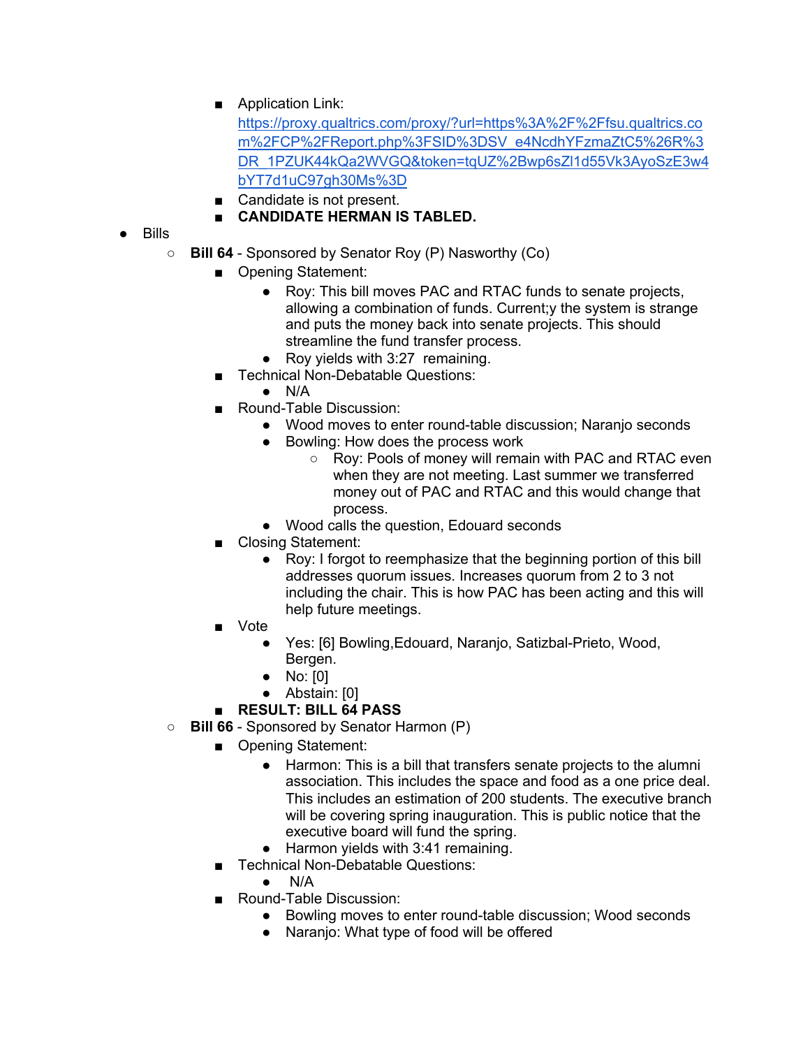- Application Link: https://proxy.qualtrics.com/proxy/?url=https%3A%2F%2Ffsu.qualtrics.com%2FCP%2FReport.php%3FSID%3DSV_e4NcdhYFzmaZtC5%26R%3DR_1PZUK44kQa2WVGQ&token=tqUZ%2Bwp6sZl1d55Vk3AyoSzE3w4bYT7d1uC97gh30Ms%3D
        - Candidate is not present.
        - **CANDIDATE HERMAN IS TABLED.**
- Bills
    - **Bill 64** - Sponsored by Senator Roy (P) Nasworthy (Co)
        - Opening Statement:
            - Roy: This bill moves PAC and RTAC funds to senate projects, allowing a combination of funds. Current;y the system is strange and puts the money back into senate projects. This should streamline the fund transfer process.
            - Roy yields with 3:27 remaining.
        - Technical Non-Debatable Questions:
            - N/A
        - Round-Table Discussion:
            - Wood moves to enter round-table discussion; Naranjo seconds
            - Bowling: How does the process work
                - Roy: Pools of money will remain with PAC and RTAC even when they are not meeting. Last summer we transferred money out of PAC and RTAC and this would change that process.
            - Wood calls the question, Edouard seconds
        - Closing Statement:
            - Roy: I forgot to reemphasize that the beginning portion of this bill addresses quorum issues. Increases quorum from 2 to 3 not including the chair. This is how PAC has been acting and this will help future meetings.
        - Vote
            - Yes: [6] Bowling,Edouard, Naranjo, Satizbal-Prieto, Wood, Bergen.
            - No: [0]
            - Abstain: [0]
        - **RESULT: BILL 64 PASS**
    - **Bill 66** - Sponsored by Senator Harmon (P)
        - Opening Statement:
            - Harmon: This is a bill that transfers senate projects to the alumni association. This includes the space and food as a one price deal. This includes an estimation of 200 students. The executive branch will be covering spring inauguration. This is public notice that the executive board will fund the spring.
            - Harmon yields with 3:41 remaining.
        - Technical Non-Debatable Questions:
            - N/A
        - Round-Table Discussion:
            - Bowling moves to enter round-table discussion; Wood seconds
            - Naranjo: What type of food will be offered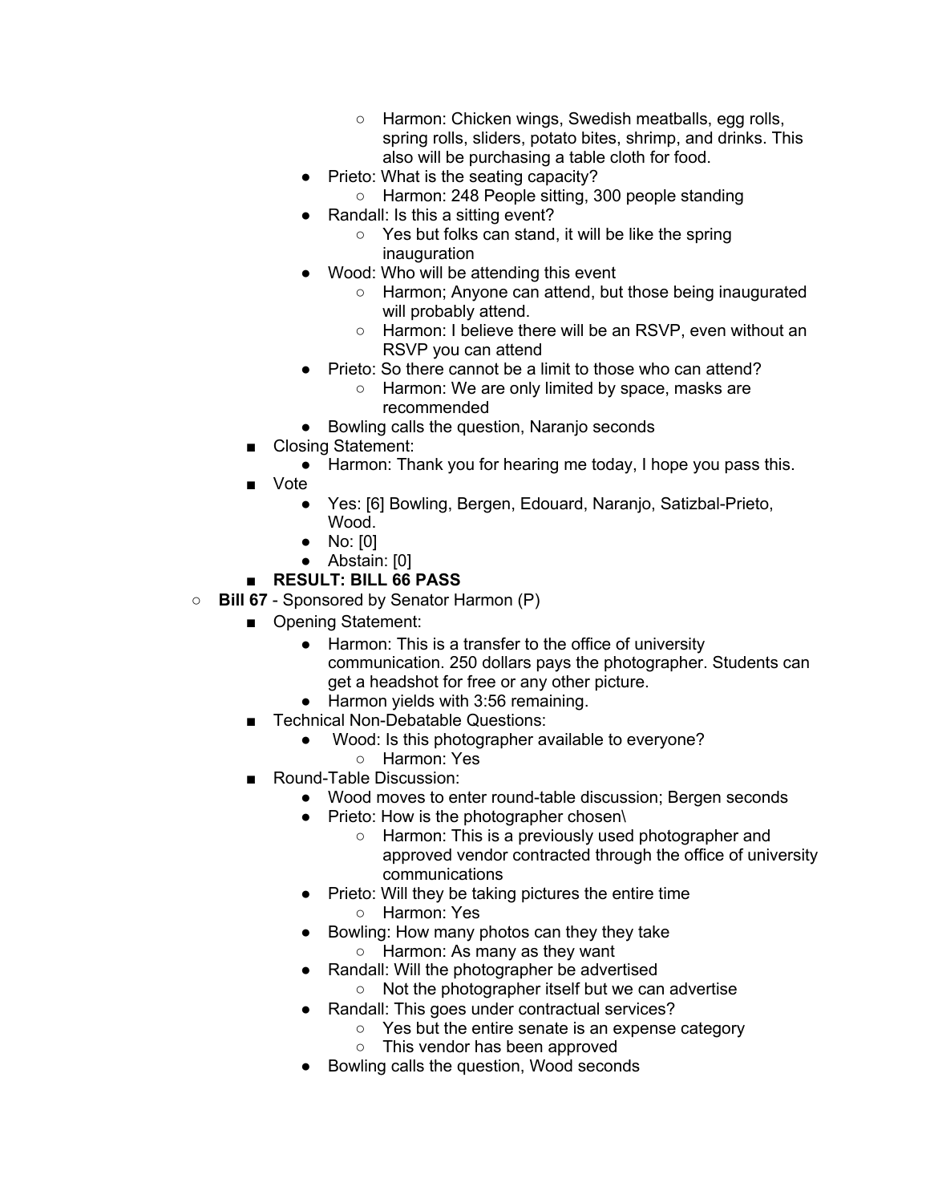- Harmon: Chicken wings, Swedish meatballs, egg rolls, spring rolls, sliders, potato bites, shrimp, and drinks. This also will be purchasing a table cloth for food.
      - Prieto: What is the seating capacity?
        - Harmon: 248 People sitting, 300 people standing
      - Randall: Is this a sitting event?
        - Yes but folks can stand, it will be like the spring inauguration
      - Wood: Who will be attending this event
        - Harmon; Anyone can attend, but those being inaugurated will probably attend.
        - Harmon: I believe there will be an RSVP, even without an RSVP you can attend
      - Prieto: So there cannot be a limit to those who can attend?
        - Harmon: We are only limited by space, masks are recommended
      - Bowling calls the question, Naranjo seconds
    - Closing Statement:
      - Harmon: Thank you for hearing me today, I hope you pass this.
    - Vote
      - Yes: [6] Bowling, Bergen, Edouard, Naranjo, Satizbal-Prieto, Wood.
      - No: [0]
      - Abstain: [0]
    - **RESULT: BILL 66 PASS**
  - **Bill 67** - Sponsored by Senator Harmon (P)
    - Opening Statement:
      - Harmon: This is a transfer to the office of university communication. 250 dollars pays the photographer. Students can get a headshot for free or any other picture.
      - Harmon yields with 3:56 remaining.
    - Technical Non-Debatable Questions:
      - Wood: Is this photographer available to everyone?
        - Harmon: Yes
    - Round-Table Discussion:
      - Wood moves to enter round-table discussion; Bergen seconds
      - Prieto: How is the photographer chosen\
        - Harmon: This is a previously used photographer and approved vendor contracted through the office of university communications
      - Prieto: Will they be taking pictures the entire time
        - Harmon: Yes
      - Bowling: How many photos can they they take
        - Harmon: As many as they want
      - Randall: Will the photographer be advertised
        - Not the photographer itself but we can advertise
      - Randall: This goes under contractual services?
        - Yes but the entire senate is an expense category
        - This vendor has been approved
      - Bowling calls the question, Wood seconds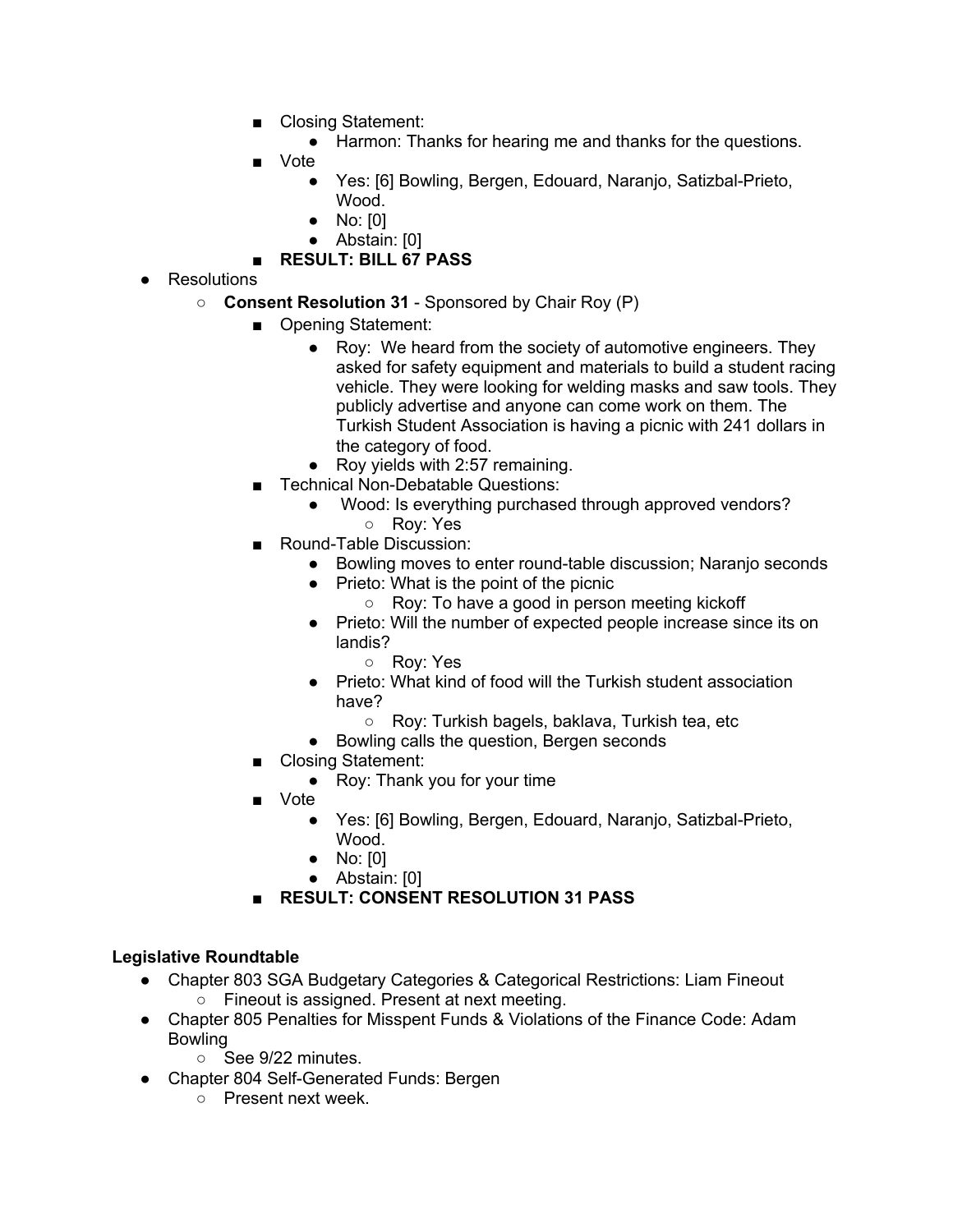- Closing Statement:
  - Harmon: Thanks for hearing me and thanks for the questions.
- Vote
  - Yes: [6] Bowling, Bergen, Edouard, Naranjo, Satizbal-Prieto, Wood.
  - No: [0]
  - Abstain: [0]
- **RESULT: BILL 67 PASS**

- Resolutions
  - **Consent Resolution 31** - Sponsored by Chair Roy (P)
    - Opening Statement:
      - Roy: We heard from the society of automotive engineers. They asked for safety equipment and materials to build a student racing vehicle. They were looking for welding masks and saw tools. They publicly advertise and anyone can come work on them. The Turkish Student Association is having a picnic with 241 dollars in the category of food.
      - Roy yields with 2:57 remaining.
    - Technical Non-Debatable Questions:
      - Wood: Is everything purchased through approved vendors?
        - Roy: Yes
    - Round-Table Discussion:
      - Bowling moves to enter round-table discussion; Naranjo seconds
      - Prieto: What is the point of the picnic
        - Roy: To have a good in person meeting kickoff
      - Prieto: Will the number of expected people increase since its on landis?
        - Roy: Yes
      - Prieto: What kind of food will the Turkish student association have?
        - Roy: Turkish bagels, baklava, Turkish tea, etc
      - Bowling calls the question, Bergen seconds
    - Closing Statement:
      - Roy: Thank you for your time
    - Vote
      - Yes: [6] Bowling, Bergen, Edouard, Naranjo, Satizbal-Prieto, Wood.
      - No: [0]
      - Abstain: [0]
    - **RESULT: CONSENT RESOLUTION 31 PASS**

**Legislative Roundtable**

- Chapter 803 SGA Budgetary Categories & Categorical Restrictions: Liam Fineout
  - Fineout is assigned. Present at next meeting.
- Chapter 805 Penalties for Misspent Funds & Violations of the Finance Code: Adam Bowling
  - See 9/22 minutes.
- Chapter 804 Self-Generated Funds: Bergen
  - Present next week.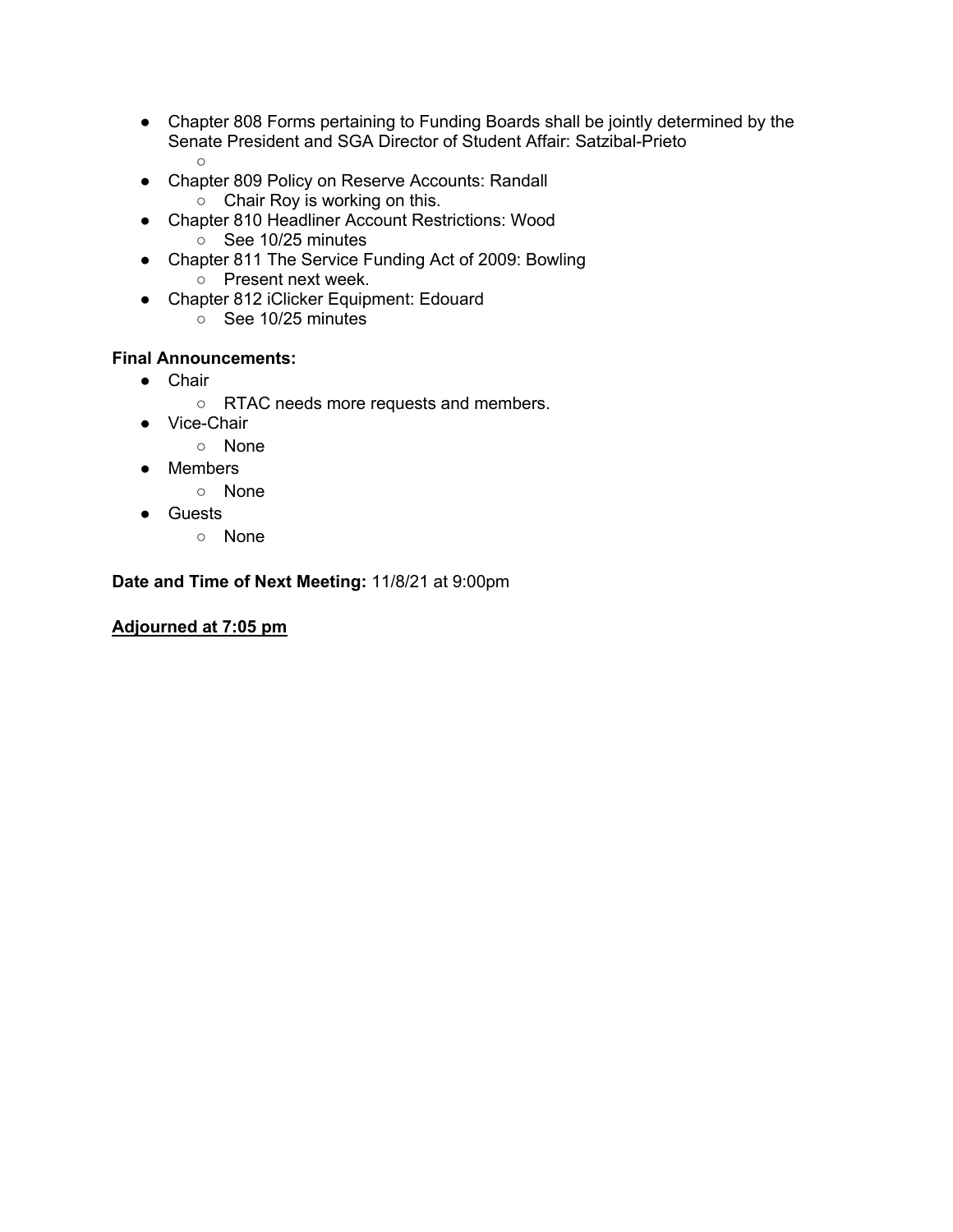- Chapter 808 Forms pertaining to Funding Boards shall be jointly determined by the Senate President and SGA Director of Student Affair: Satzibal-Prieto
  - 
- Chapter 809 Policy on Reserve Accounts: Randall
  - Chair Roy is working on this.
- Chapter 810 Headliner Account Restrictions: Wood
  - See 10/25 minutes
- Chapter 811 The Service Funding Act of 2009: Bowling
  - Present next week.
- Chapter 812 iClicker Equipment: Edouard
  - See 10/25 minutes

**Final Announcements:**

- Chair
  - RTAC needs more requests and members.
- Vice-Chair
  - None
- Members
  - None
- Guests
  - None

**Date and Time of Next Meeting:** 11/8/21 at 9:00pm

**Adjourned at 7:05 pm**